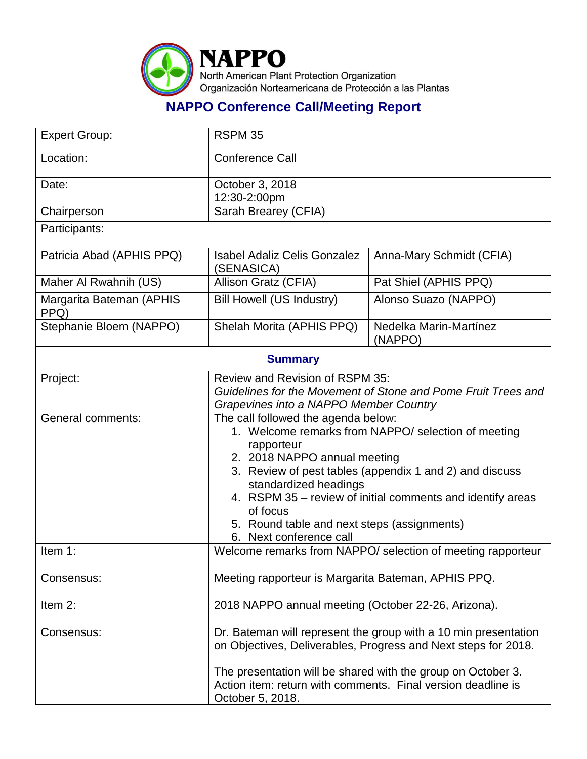# NAPPO

North American Plant Protection Organization
Organización Norteamericana de Protección a las Plantas

## NAPPO Conference Call/Meeting Report

| Expert Group: | RSPM 35 | |
|---|---|---|
| Location: | Conference Call | |
| Date: | October 3, 2018<br>12:30-2:00pm | |
| Chairperson | Sarah Brearey (CFIA) | |
| Participants: | | |
| Patricia Abad (APHIS PPQ) | Isabel Adaliz Celis Gonzalez (SENASICA) | Anna-Mary Schmidt (CFIA) |
| Maher Al Rwahnih (US) | Allison Gratz (CFIA) | Pat Shiel (APHIS PPQ) |
| Margarita Bateman (APHIS PPQ) | Bill Howell (US Industry) | Alonso Suazo (NAPPO) |
| Stephanie Bloem (NAPPO) | Shelah Morita (APHIS PPQ) | Nedelka Marin-Martínez (NAPPO) |
| **Summary** | | |
| Project: | Review and Revision of RSPM 35: *Guidelines for the Movement of Stone and Pome Fruit Trees and Grapevines into a NAPPO Member Country* | |
| General comments: | The call followed the agenda below:<br>1. Welcome remarks from NAPPO/ selection of meeting rapporteur<br>2. 2018 NAPPO annual meeting<br>3. Review of pest tables (appendix 1 and 2) and discuss standardized headings<br>4. RSPM 35 – review of initial comments and identify areas of focus<br>5. Round table and next steps (assignments)<br>6. Next conference call | |
| Item 1: | Welcome remarks from NAPPO/ selection of meeting rapporteur | |
| Consensus: | Meeting rapporteur is Margarita Bateman, APHIS PPQ. | |
| Item 2: | 2018 NAPPO annual meeting (October 22-26, Arizona). | |
| Consensus: | Dr. Bateman will represent the group with a 10 min presentation on Objectives, Deliverables, Progress and Next steps for 2018.<br><br>The presentation will be shared with the group on October 3. Action item: return with comments. Final version deadline is October 5, 2018. | |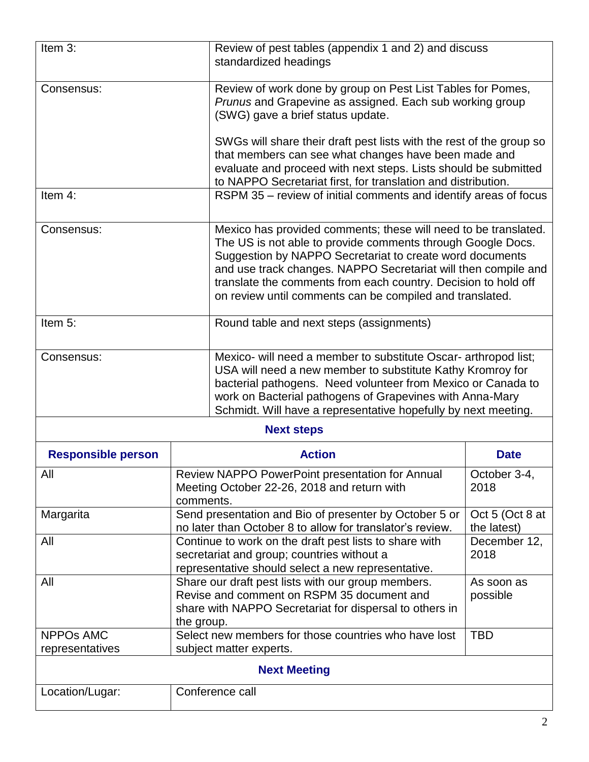| | |
|---|---|
| Item 3: | Review of pest tables (appendix 1 and 2) and discuss standardized headings |
| Consensus: | Review of work done by group on Pest List Tables for Pomes, *Prunus* and Grapevine as assigned. Each sub working group (SWG) gave a brief status update.<br><br>SWGs will share their draft pest lists with the rest of the group so that members can see what changes have been made and evaluate and proceed with next steps. Lists should be submitted to NAPPO Secretariat first, for translation and distribution. |
| Item 4: | RSPM 35 – review of initial comments and identify areas of focus |
| Consensus: | Mexico has provided comments; these will need to be translated. The US is not able to provide comments through Google Docs. Suggestion by NAPPO Secretariat to create word documents and use track changes. NAPPO Secretariat will then compile and translate the comments from each country. Decision to hold off on review until comments can be compiled and translated. |
| Item 5: | Round table and next steps (assignments) |
| Consensus: | Mexico- will need a member to substitute Oscar- arthropod list; USA will need a new member to substitute Kathy Kromroy for bacterial pathogens. Need volunteer from Mexico or Canada to work on Bacterial pathogens of Grapevines with Anna-Mary Schmidt. Will have a representative hopefully by next meeting. |

**Next steps**

| Responsible person | Action | Date |
|---|---|---|
| All | Review NAPPO PowerPoint presentation for Annual Meeting October 22-26, 2018 and return with comments. | October 3-4, 2018 |
| Margarita | Send presentation and Bio of presenter by October 5 or no later than October 8 to allow for translator's review. | Oct 5 (Oct 8 at the latest) |
| All | Continue to work on the draft pest lists to share with secretariat and group; countries without a representative should select a new representative. | December 12, 2018 |
| All | Share our draft pest lists with our group members. Revise and comment on RSPM 35 document and share with NAPPO Secretariat for dispersal to others in the group. | As soon as possible |
| NPPOs AMC representatives | Select new members for those countries who have lost subject matter experts. | TBD |

**Next Meeting**

| | |
|---|---|
| Location/Lugar: | Conference call |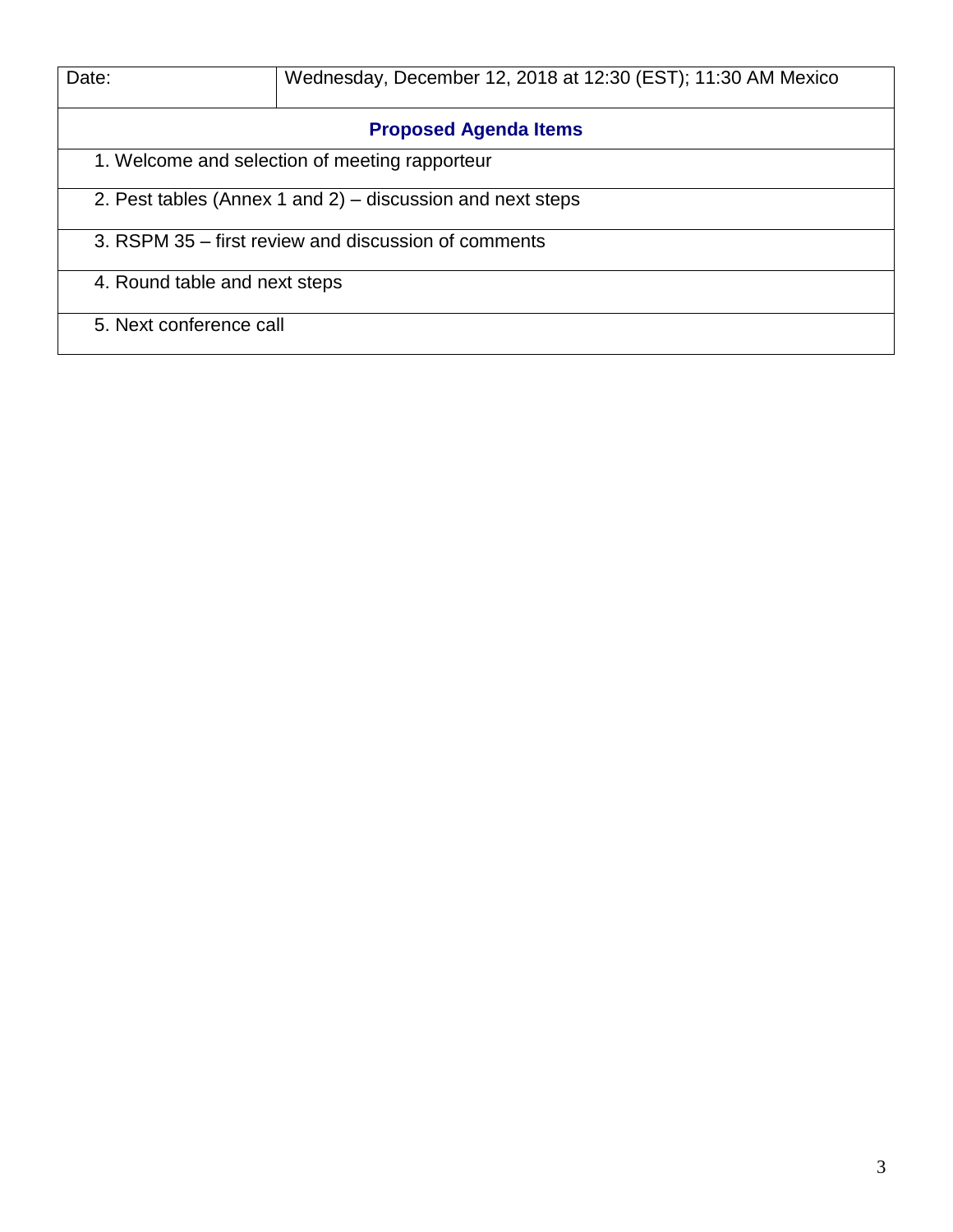| | |
|---|---|
| Date: | Wednesday, December 12, 2018 at 12:30 (EST); 11:30 AM Mexico |
| **Proposed Agenda Items** | |
| 1. Welcome and selection of meeting rapporteur | |
| 2. Pest tables (Annex 1 and 2) – discussion and next steps | |
| 3. RSPM 35 – first review and discussion of comments | |
| 4. Round table and next steps | |
| 5. Next conference call | |